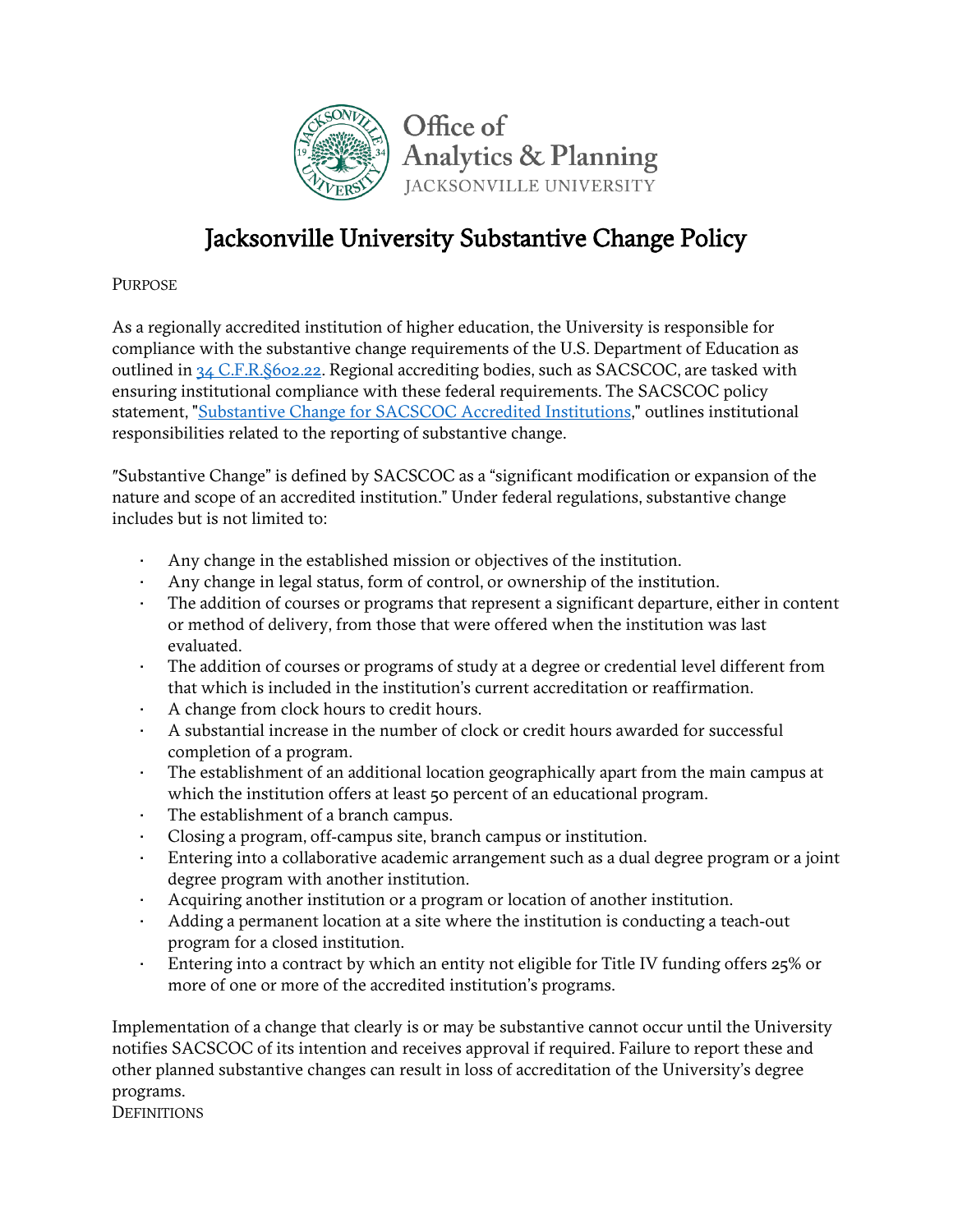Office of Analytics & Planning
JACKSONVILLE UNIVERSITY

# Jacksonville University Substantive Change Policy

## PURPOSE

As a regionally accredited institution of higher education, the University is responsible for compliance with the substantive change requirements of the U.S. Department of Education as outlined in [34 C.F.R.§602.22](). Regional accrediting bodies, such as SACSCOC, are tasked with ensuring institutional compliance with these federal requirements. The SACSCOC policy statement, "[Substantive Change for SACSCOC Accredited Institutions]()," outlines institutional responsibilities related to the reporting of substantive change.

"Substantive Change" is defined by SACSCOC as a "significant modification or expansion of the nature and scope of an accredited institution." Under federal regulations, substantive change includes but is not limited to:

- Any change in the established mission or objectives of the institution.
- Any change in legal status, form of control, or ownership of the institution.
- The addition of courses or programs that represent a significant departure, either in content or method of delivery, from those that were offered when the institution was last evaluated.
- The addition of courses or programs of study at a degree or credential level different from that which is included in the institution's current accreditation or reaffirmation.
- A change from clock hours to credit hours.
- A substantial increase in the number of clock or credit hours awarded for successful completion of a program.
- The establishment of an additional location geographically apart from the main campus at which the institution offers at least 50 percent of an educational program.
- The establishment of a branch campus.
- Closing a program, off-campus site, branch campus or institution.
- Entering into a collaborative academic arrangement such as a dual degree program or a joint degree program with another institution.
- Acquiring another institution or a program or location of another institution.
- Adding a permanent location at a site where the institution is conducting a teach-out program for a closed institution.
- Entering into a contract by which an entity not eligible for Title IV funding offers 25% or more of one or more of the accredited institution's programs.

Implementation of a change that clearly is or may be substantive cannot occur until the University notifies SACSCOC of its intention and receives approval if required. Failure to report these and other planned substantive changes can result in loss of accreditation of the University's degree programs.

## DEFINITIONS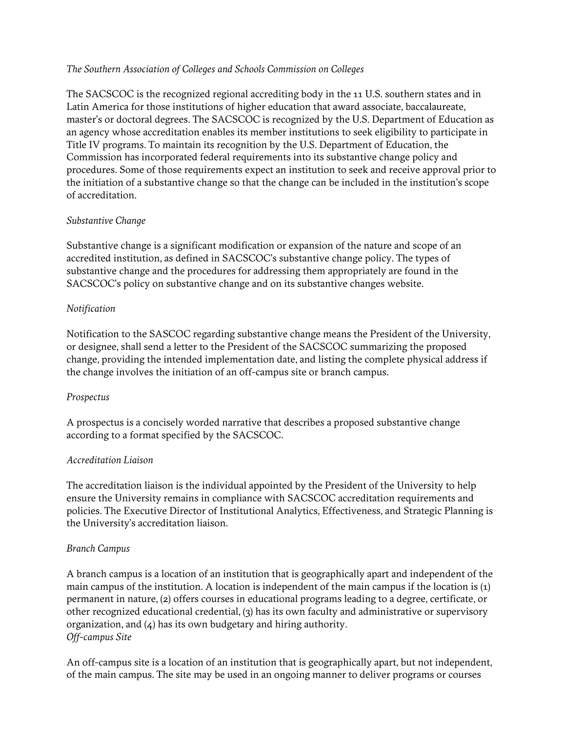*The Southern Association of Colleges and Schools Commission on Colleges*

The SACSCOC is the recognized regional accrediting body in the 11 U.S. southern states and in Latin America for those institutions of higher education that award associate, baccalaureate, master's or doctoral degrees. The SACSCOC is recognized by the U.S. Department of Education as an agency whose accreditation enables its member institutions to seek eligibility to participate in Title IV programs. To maintain its recognition by the U.S. Department of Education, the Commission has incorporated federal requirements into its substantive change policy and procedures. Some of those requirements expect an institution to seek and receive approval prior to the initiation of a substantive change so that the change can be included in the institution's scope of accreditation.

*Substantive Change*

Substantive change is a significant modification or expansion of the nature and scope of an accredited institution, as defined in SACSCOC's substantive change policy. The types of substantive change and the procedures for addressing them appropriately are found in the SACSCOC's policy on substantive change and on its substantive changes website.

*Notification*

Notification to the SASCOC regarding substantive change means the President of the University, or designee, shall send a letter to the President of the SACSCOC summarizing the proposed change, providing the intended implementation date, and listing the complete physical address if the change involves the initiation of an off-campus site or branch campus.

*Prospectus*

A prospectus is a concisely worded narrative that describes a proposed substantive change according to a format specified by the SACSCOC.

*Accreditation Liaison*

The accreditation liaison is the individual appointed by the President of the University to help ensure the University remains in compliance with SACSCOC accreditation requirements and policies. The Executive Director of Institutional Analytics, Effectiveness, and Strategic Planning is the University's accreditation liaison.

*Branch Campus*

A branch campus is a location of an institution that is geographically apart and independent of the main campus of the institution. A location is independent of the main campus if the location is (1) permanent in nature, (2) offers courses in educational programs leading to a degree, certificate, or other recognized educational credential, (3) has its own faculty and administrative or supervisory organization, and (4) has its own budgetary and hiring authority.

*Off-campus Site*

An off-campus site is a location of an institution that is geographically apart, but not independent, of the main campus. The site may be used in an ongoing manner to deliver programs or courses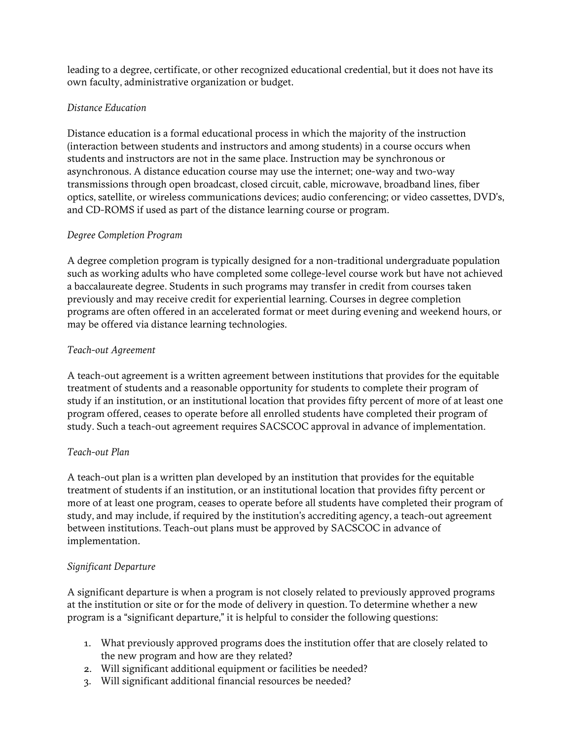leading to a degree, certificate, or other recognized educational credential, but it does not have its own faculty, administrative organization or budget.

*Distance Education*

Distance education is a formal educational process in which the majority of the instruction (interaction between students and instructors and among students) in a course occurs when students and instructors are not in the same place. Instruction may be synchronous or asynchronous. A distance education course may use the internet; one-way and two-way transmissions through open broadcast, closed circuit, cable, microwave, broadband lines, fiber optics, satellite, or wireless communications devices; audio conferencing; or video cassettes, DVD's, and CD-ROMS if used as part of the distance learning course or program.

*Degree Completion Program*

A degree completion program is typically designed for a non-traditional undergraduate population such as working adults who have completed some college-level course work but have not achieved a baccalaureate degree. Students in such programs may transfer in credit from courses taken previously and may receive credit for experiential learning. Courses in degree completion programs are often offered in an accelerated format or meet during evening and weekend hours, or may be offered via distance learning technologies.

*Teach-out Agreement*

A teach-out agreement is a written agreement between institutions that provides for the equitable treatment of students and a reasonable opportunity for students to complete their program of study if an institution, or an institutional location that provides fifty percent of more of at least one program offered, ceases to operate before all enrolled students have completed their program of study. Such a teach-out agreement requires SACSCOC approval in advance of implementation.

*Teach-out Plan*

A teach-out plan is a written plan developed by an institution that provides for the equitable treatment of students if an institution, or an institutional location that provides fifty percent or more of at least one program, ceases to operate before all students have completed their program of study, and may include, if required by the institution's accrediting agency, a teach-out agreement between institutions. Teach-out plans must be approved by SACSCOC in advance of implementation.

*Significant Departure*

A significant departure is when a program is not closely related to previously approved programs at the institution or site or for the mode of delivery in question. To determine whether a new program is a "significant departure," it is helpful to consider the following questions:

1. What previously approved programs does the institution offer that are closely related to the new program and how are they related?
2. Will significant additional equipment or facilities be needed?
3. Will significant additional financial resources be needed?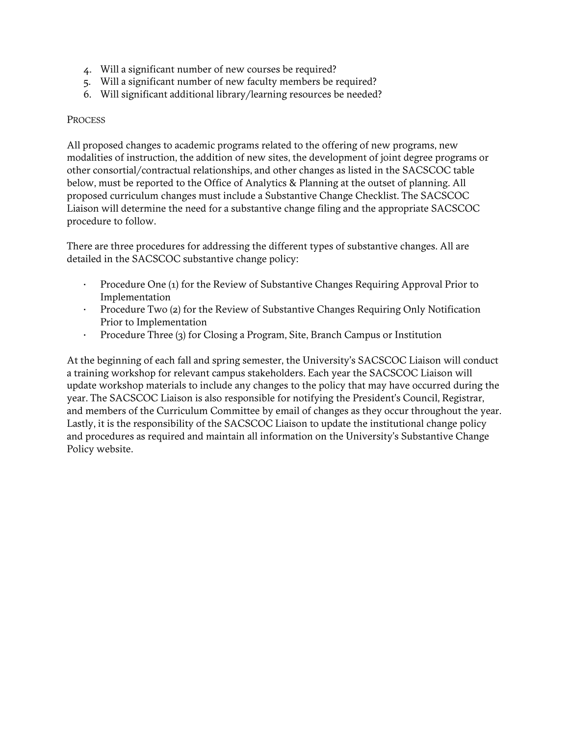4. Will a significant number of new courses be required?
5. Will a significant number of new faculty members be required?
6. Will significant additional library/learning resources be needed?

## Process

All proposed changes to academic programs related to the offering of new programs, new modalities of instruction, the addition of new sites, the development of joint degree programs or other consortial/contractual relationships, and other changes as listed in the SACSCOC table below, must be reported to the Office of Analytics & Planning at the outset of planning. All proposed curriculum changes must include a Substantive Change Checklist. The SACSCOC Liaison will determine the need for a substantive change filing and the appropriate SACSCOC procedure to follow.

There are three procedures for addressing the different types of substantive changes. All are detailed in the SACSCOC substantive change policy:

- Procedure One (1) for the Review of Substantive Changes Requiring Approval Prior to Implementation
- Procedure Two (2) for the Review of Substantive Changes Requiring Only Notification Prior to Implementation
- Procedure Three (3) for Closing a Program, Site, Branch Campus or Institution

At the beginning of each fall and spring semester, the University's SACSCOC Liaison will conduct a training workshop for relevant campus stakeholders. Each year the SACSCOC Liaison will update workshop materials to include any changes to the policy that may have occurred during the year. The SACSCOC Liaison is also responsible for notifying the President's Council, Registrar, and members of the Curriculum Committee by email of changes as they occur throughout the year. Lastly, it is the responsibility of the SACSCOC Liaison to update the institutional change policy and procedures as required and maintain all information on the University's Substantive Change Policy website.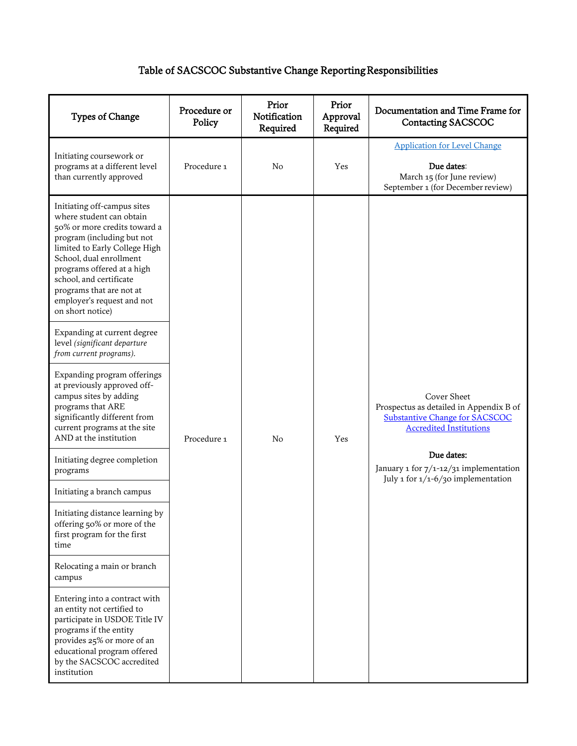# Table of SACSCOC Substantive Change Reporting Responsibilities

| Types of Change | Procedure or Policy | Prior Notification Required | Prior Approval Required | Documentation and Time Frame for Contacting SACSCOC |
|---|---|---|---|---|
| Initiating coursework or programs at a different level than currently approved | Procedure 1 | No | Yes | Application for Level Change<br><br>**Due dates**:<br>March 15 (for June review)<br>September 1 (for December review) |
| Initiating off-campus sites where student can obtain 50% or more credits toward a program (including but not limited to Early College High School, dual enrollment programs offered at a high school, and certificate programs that are not at employer's request and not on short notice) | Procedure 1 | No | Yes | Cover Sheet<br>Prospectus as detailed in Appendix B of Substantive Change for SACSCOC Accredited Institutions<br><br>**Due dates:**<br>January 1 for 7/1-12/31 implementation<br>July 1 for 1/1-6/30 implementation |
| Expanding at current degree level *(significant departure from current programs).* | | | | |
| Expanding program offerings at previously approved off-campus sites by adding programs that ARE significantly different from current programs at the site AND at the institution | | | | |
| Initiating degree completion programs | | | | |
| Initiating a branch campus | | | | |
| Initiating distance learning by offering 50% or more of the first program for the first time | | | | |
| Relocating a main or branch campus | | | | |
| Entering into a contract with an entity not certified to participate in USDOE Title IV programs if the entity provides 25% or more of an educational program offered by the SACSCOC accredited institution | | | | |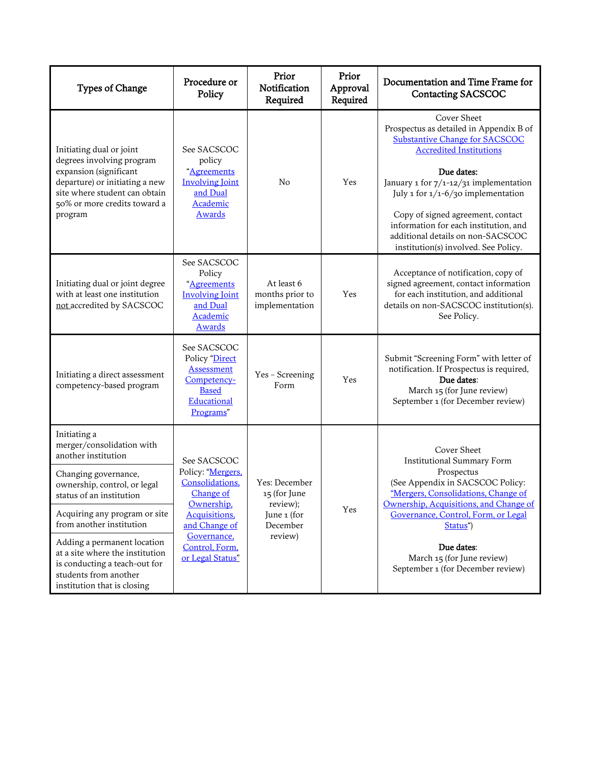| Types of Change | Procedure or Policy | Prior Notification Required | Prior Approval Required | Documentation and Time Frame for Contacting SACSCOC |
|---|---|---|---|---|
| Initiating dual or joint degrees involving program expansion (significant departure) or initiating a new site where student can obtain 50% or more credits toward a program | See SACSCOC policy "Agreements Involving Joint and Dual Academic Awards | No | Yes | Cover Sheet<br>Prospectus as detailed in Appendix B of Substantive Change for SACSCOC Accredited Institutions<br><br>**Due dates:**<br>January 1 for 7/1-12/31 implementation<br>July 1 for 1/1-6/30 implementation<br><br>Copy of signed agreement, contact information for each institution, and additional details on non-SACSCOC institution(s) involved. See Policy. |
| Initiating dual or joint degree with at least one institution not accredited by SACSCOC | See SACSCOC Policy "Agreements Involving Joint and Dual Academic Awards | At least 6 months prior to implementation | Yes | Acceptance of notification, copy of signed agreement, contact information for each institution, and additional details on non-SACSCOC institution(s). See Policy. |
| Initiating a direct assessment competency-based program | See SACSCOC Policy "Direct Assessment Competency-Based Educational Programs" | Yes – Screening Form | Yes | Submit "Screening Form" with letter of notification. If Prospectus is required,<br>**Due dates**:<br>March 15 (for June review)<br>September 1 (for December review) |
| Initiating a merger/consolidation with another institution<br><br>Changing governance, ownership, control, or legal status of an institution<br><br>Acquiring any program or site from another institution<br><br>Adding a permanent location at a site where the institution is conducting a teach-out for students from another institution that is closing | See SACSCOC Policy: "Mergers, Consolidations, Change of Ownership, Acquisitions, and Change of Governance, Control, Form, or Legal Status" | Yes: December 15 (for June review); June 1 (for December review) | Yes | Cover Sheet<br>Institutional Summary Form<br>Prospectus<br>(See Appendix in SACSCOC Policy: "Mergers, Consolidations, Change of Ownership, Acquisitions, and Change of Governance, Control, Form, or Legal Status")<br><br>**Due dates**:<br>March 15 (for June review)<br>September 1 (for December review) |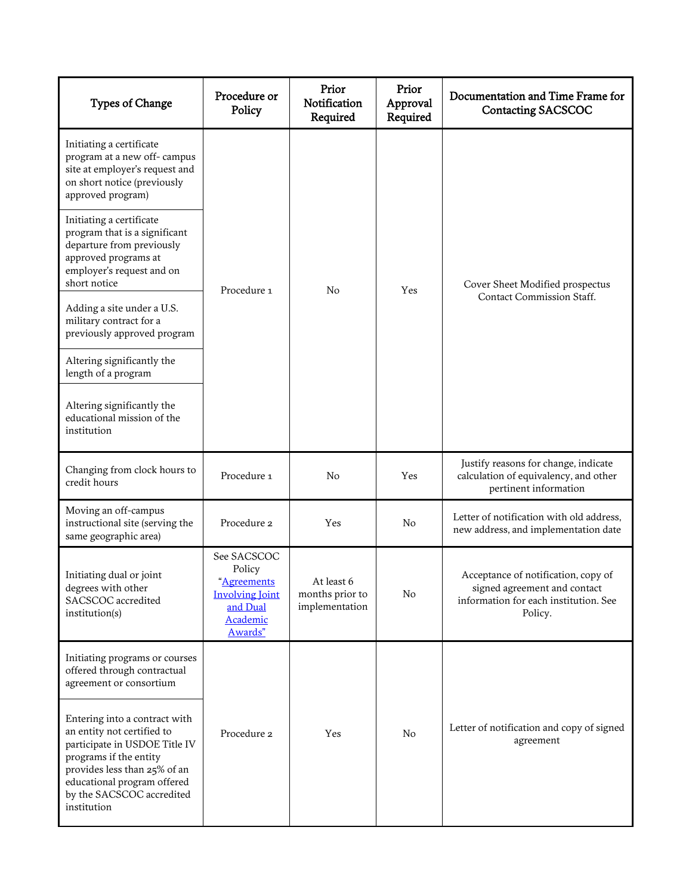| Types of Change | Procedure or Policy | Prior Notification Required | Prior Approval Required | Documentation and Time Frame for Contacting SACSCOC |
|---|---|---|---|---|
| Initiating a certificate program at a new off- campus site at employer's request and on short notice (previously approved program) | Procedure 1 | No | Yes | Cover Sheet Modified prospectus Contact Commission Staff. |
| Initiating a certificate program that is a significant departure from previously approved programs at employer's request and on short notice | | | | |
| Adding a site under a U.S. military contract for a previously approved program | | | | |
| Altering significantly the length of a program | | | | |
| Altering significantly the educational mission of the institution | | | | |
| Changing from clock hours to credit hours | Procedure 1 | No | Yes | Justify reasons for change, indicate calculation of equivalency, and other pertinent information |
| Moving an off-campus instructional site (serving the same geographic area) | Procedure 2 | Yes | No | Letter of notification with old address, new address, and implementation date |
| Initiating dual or joint degrees with other SACSCOC accredited institution(s) | See SACSCOC Policy "Agreements Involving Joint and Dual Academic Awards" | At least 6 months prior to implementation | No | Acceptance of notification, copy of signed agreement and contact information for each institution. See Policy. |
| Initiating programs or courses offered through contractual agreement or consortium | Procedure 2 | Yes | No | Letter of notification and copy of signed agreement |
| Entering into a contract with an entity not certified to participate in USDOE Title IV programs if the entity provides less than 25% of an educational program offered by the SACSCOC accredited institution | | | | |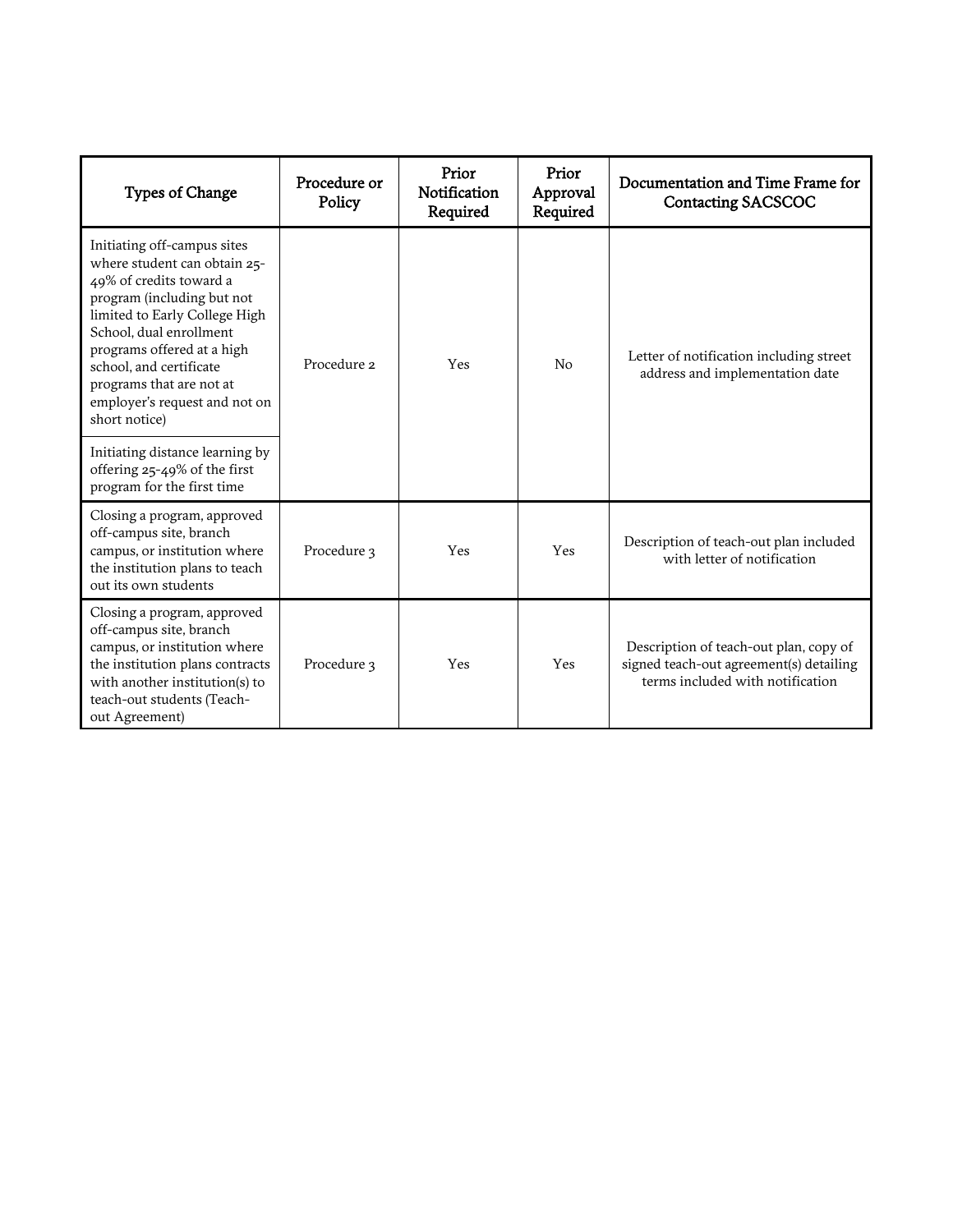| Types of Change | Procedure or Policy | Prior Notification Required | Prior Approval Required | Documentation and Time Frame for Contacting SACSCOC |
|---|---|---|---|---|
| Initiating off-campus sites where student can obtain 25-49% of credits toward a program (including but not limited to Early College High School, dual enrollment programs offered at a high school, and certificate programs that are not at employer's request and not on short notice) | Procedure 2 | Yes | No | Letter of notification including street address and implementation date |
| Initiating distance learning by offering 25-49% of the first program for the first time | | | | |
| Closing a program, approved off-campus site, branch campus, or institution where the institution plans to teach out its own students | Procedure 3 | Yes | Yes | Description of teach-out plan included with letter of notification |
| Closing a program, approved off-campus site, branch campus, or institution where the institution plans contracts with another institution(s) to teach-out students (Teach-out Agreement) | Procedure 3 | Yes | Yes | Description of teach-out plan, copy of signed teach-out agreement(s) detailing terms included with notification |